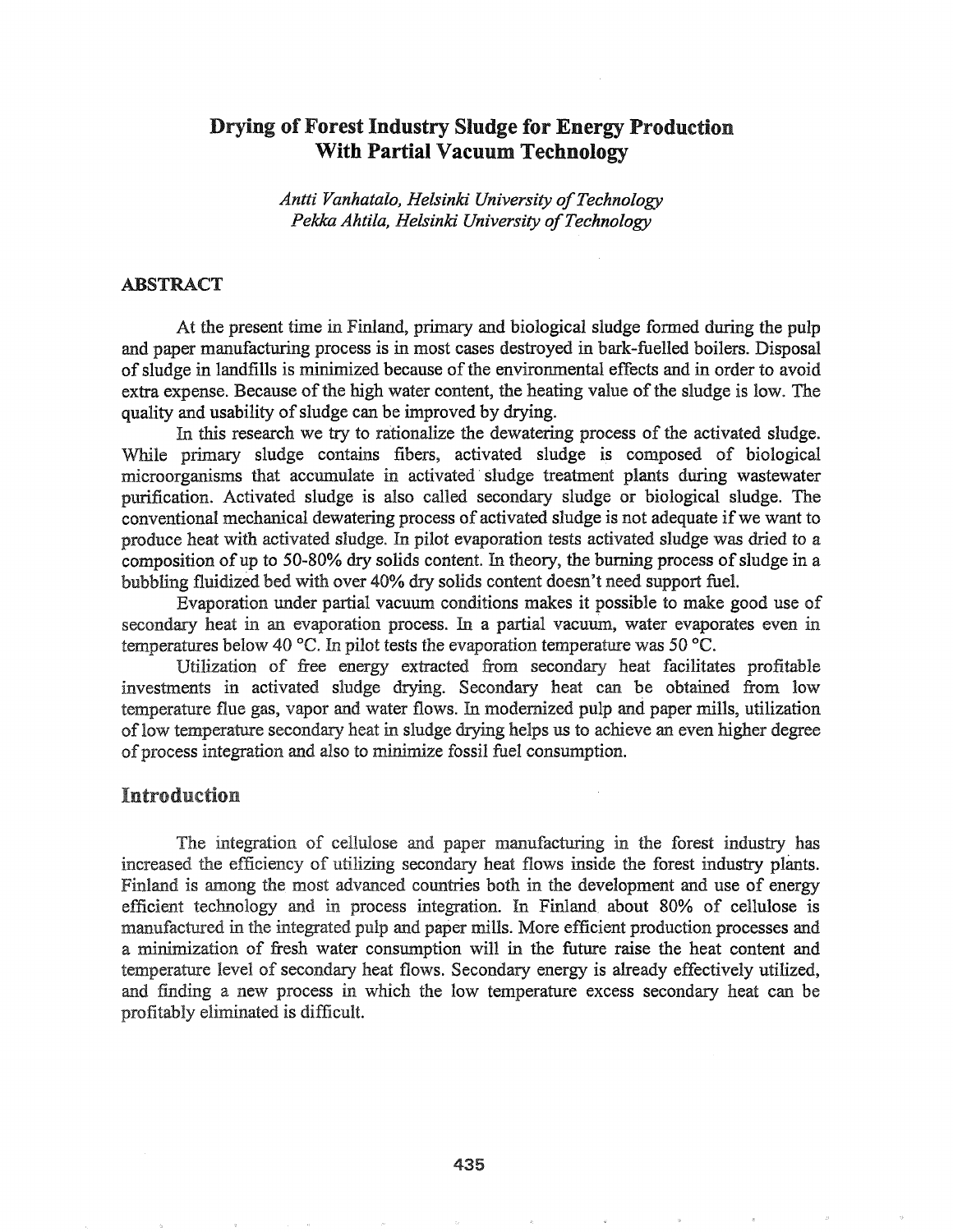# Drying of Forest Industry Sludge for Energy Production With Partial Vacuum Technology

*Antti Vanhatalo, Helsinki University of Technology*
*Pekka Ahtila, Helsinki University of Technology*

## ABSTRACT

At the present time in Finland, primary and biological sludge formed during the pulp and paper manufacturing process is in most cases destroyed in bark-fuelled boilers. Disposal of sludge in landfills is minimized because of the environmental effects and in order to avoid extra expense. Because of the high water content, the heating value of the sludge is low. The quality and usability of sludge can be improved by drying.

In this research we try to rationalize the dewatering process of the activated sludge. While primary sludge contains fibers, activated sludge is composed of biological microorganisms that accumulate in activated sludge treatment plants during wastewater purification. Activated sludge is also called secondary sludge or biological sludge. The conventional mechanical dewatering process of activated sludge is not adequate if we want to produce heat with activated sludge. In pilot evaporation tests activated sludge was dried to a composition of up to 50-80% dry solids content. In theory, the burning process of sludge in a bubbling fluidized bed with over 40% dry solids content doesn't need support fuel.

Evaporation under partial vacuum conditions makes it possible to make good use of secondary heat in an evaporation process. In a partial vacuum, water evaporates even in temperatures below 40 °C. In pilot tests the evaporation temperature was 50 °C.

Utilization of free energy extracted from secondary heat facilitates profitable investments in activated sludge drying. Secondary heat can be obtained from low temperature flue gas, vapor and water flows. In modernized pulp and paper mills, utilization of low temperature secondary heat in sludge drying helps us to achieve an even higher degree of process integration and also to minimize fossil fuel consumption.

## Introduction

The integration of cellulose and paper manufacturing in the forest industry has increased the efficiency of utilizing secondary heat flows inside the forest industry plants. Finland is among the most advanced countries both in the development and use of energy efficient technology and in process integration. In Finland about 80% of cellulose is manufactured in the integrated pulp and paper mills. More efficient production processes and a minimization of fresh water consumption will in the future raise the heat content and temperature level of secondary heat flows. Secondary energy is already effectively utilized, and finding a new process in which the low temperature excess secondary heat can be profitably eliminated is difficult.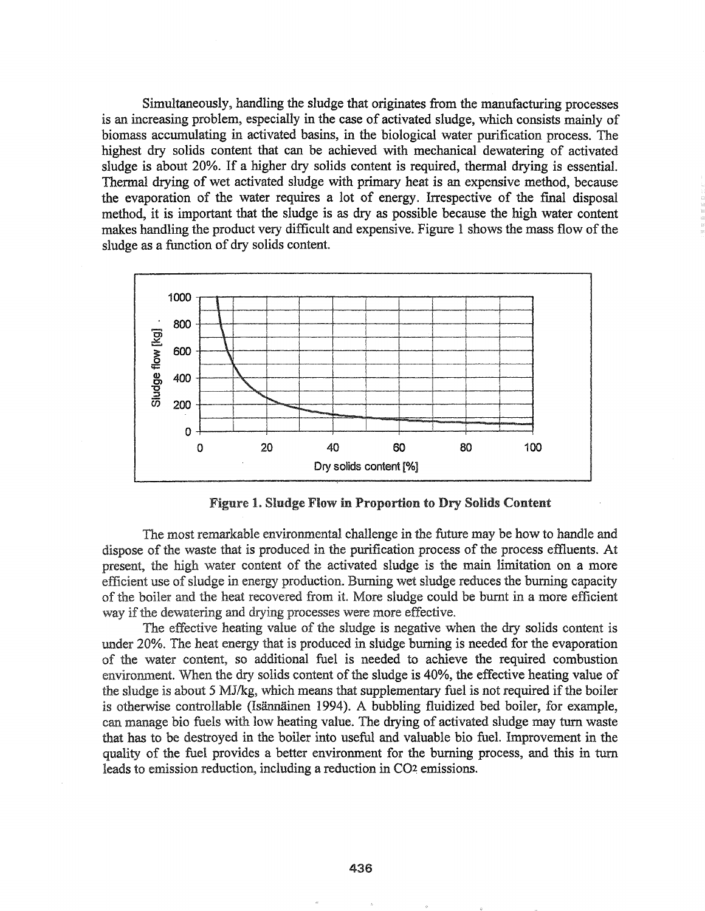Simultaneously, handling the sludge that originates from the manufacturing processes is an increasing problem, especially in the case of activated sludge, which consists mainly of biomass accumulating in activated basins, in the biological water purification process. The highest dry solids content that can be achieved with mechanical dewatering of activated sludge is about 20%. If a higher dry solids content is required, thermal drying is essential. Thermal drying of wet activated sludge with primary heat is an expensive method, because the evaporation of the water requires a lot of energy. Irrespective of the final disposal method, it is important that the sludge is as dry as possible because the high water content makes handling the product very difficult and expensive. Figure 1 shows the mass flow of the sludge as a function of dry solids content.

**Figure 1. Sludge Flow in Proportion to Dry Solids Content**

The most remarkable environmental challenge in the future may be how to handle and dispose of the waste that is produced in the purification process of the process effluents. At present, the high water content of the activated sludge is the main limitation on a more efficient use of sludge in energy production. Burning wet sludge reduces the burning capacity of the boiler and the heat recovered from it. More sludge could be burnt in a more efficient way if the dewatering and drying processes were more effective.

The effective heating value of the sludge is negative when the dry solids content is under 20%. The heat energy that is produced in sludge burning is needed for the evaporation of the water content, so additional fuel is needed to achieve the required combustion environment. When the dry solids content of the sludge is 40%, the effective heating value of the sludge is about 5 MJ/kg, which means that supplementary fuel is not required if the boiler is otherwise controllable (Isännäinen 1994). A bubbling fluidized bed boiler, for example, can manage bio fuels with low heating value. The drying of activated sludge may turn waste that has to be destroyed in the boiler into useful and valuable bio fuel. Improvement in the quality of the fuel provides a better environment for the burning process, and this in turn leads to emission reduction, including a reduction in $CO_2$ emissions.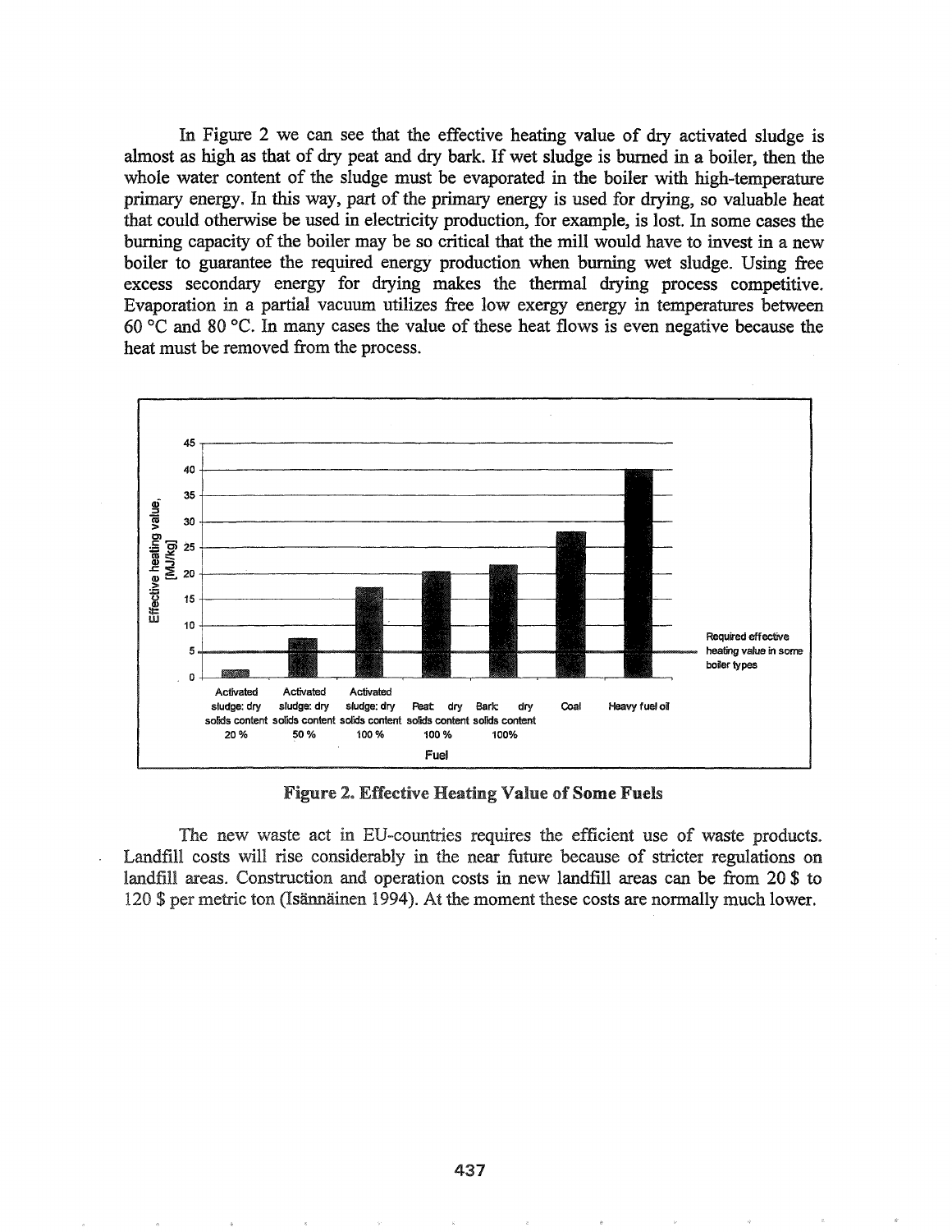In Figure 2 we can see that the effective heating value of dry activated sludge is almost as high as that of dry peat and dry bark. If wet sludge is burned in a boiler, then the whole water content of the sludge must be evaporated in the boiler with high-temperature primary energy. In this way, part of the primary energy is used for drying, so valuable heat that could otherwise be used in electricity production, for example, is lost. In some cases the burning capacity of the boiler may be so critical that the mill would have to invest in a new boiler to guarantee the required energy production when burning wet sludge. Using free excess secondary energy for drying makes the thermal drying process competitive. Evaporation in a partial vacuum utilizes free low exergy energy in temperatures between 60 °C and 80 °C. In many cases the value of these heat flows is even negative because the heat must be removed from the process.

**Figure 2. Effective Heating Value of Some Fuels**

The new waste act in EU-countries requires the efficient use of waste products. Landfill costs will rise considerably in the near future because of stricter regulations on landfill areas. Construction and operation costs in new landfill areas can be from 20 $ to 120 $ per metric ton (Isännäinen 1994). At the moment these costs are normally much lower.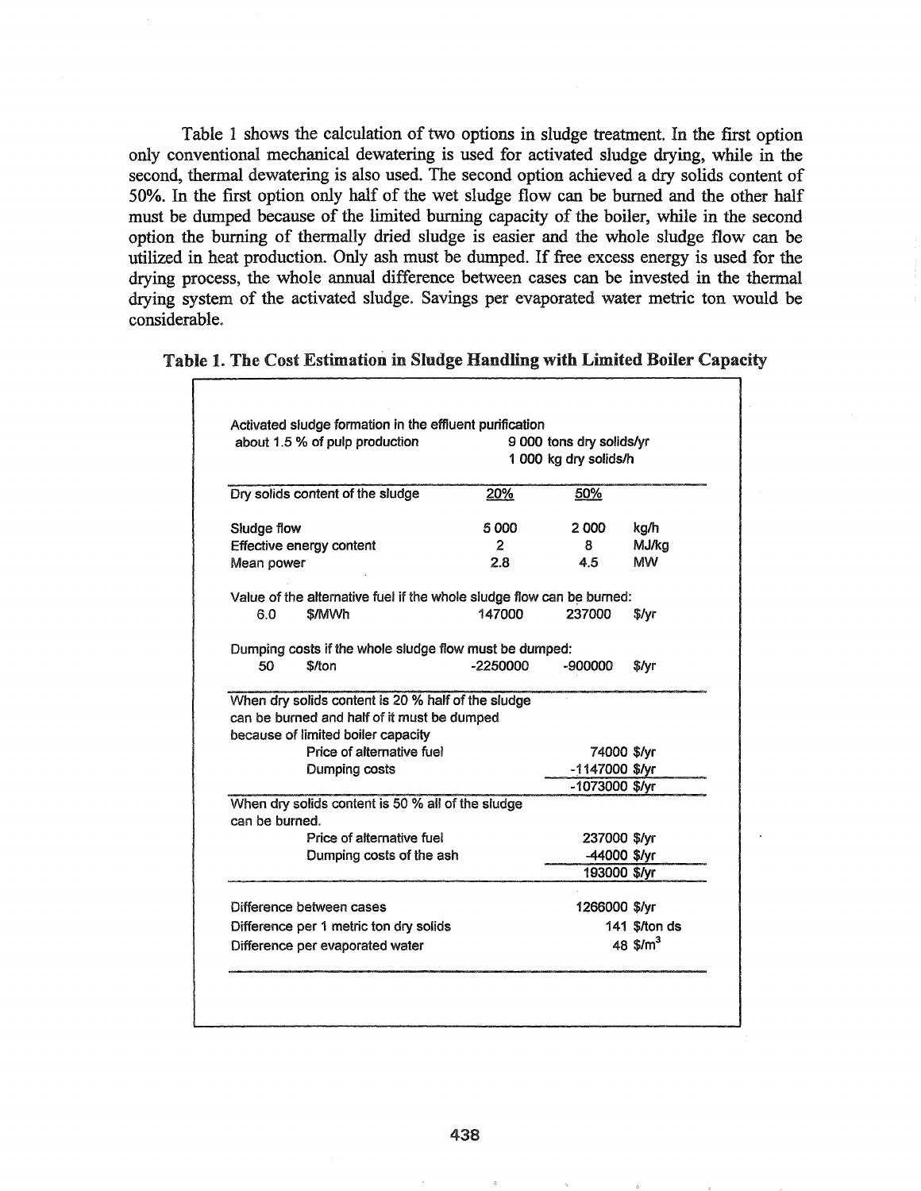Table 1 shows the calculation of two options in sludge treatment. In the first option only conventional mechanical dewatering is used for activated sludge drying, while in the second, thermal dewatering is also used. The second option achieved a dry solids content of 50%. In the first option only half of the wet sludge flow can be burned and the other half must be dumped because of the limited burning capacity of the boiler, while in the second option the burning of thermally dried sludge is easier and the whole sludge flow can be utilized in heat production. Only ash must be dumped. If free excess energy is used for the drying process, the whole annual difference between cases can be invested in the thermal drying system of the activated sludge. Savings per evaporated water metric ton would be considerable.

**Table 1. The Cost Estimation in Sludge Handling with Limited Boiler Capacity**

| | | | |
|---|---|---|---|
| Activated sludge formation in the effluent purification about 1.5 % of pulp production | 9 000 tons dry solids/yr | | |
| | 1 000 kg dry solids/h | | |
| **Dry solids content of the sludge** | **20%** | **50%** | |
| Sludge flow | 5 000 | 2 000 | kg/h |
| Effective energy content | 2 | 8 | MJ/kg |
| Mean power | 2.8 | 4.5 | MW |
| Value of the alternative fuel if the whole sludge flow can be burned: 6.0 $/MWh | 147000 | 237000 | $/yr |
| Dumping costs if the whole sludge flow must be dumped: 50 $/ton | -2250000 | -900000 | $/yr |
| When dry solids content is 20 % half of the sludge can be burned and half of it must be dumped because of limited boiler capacity | | | |
| Price of alternative fuel | | 74000 | $/yr |
| Dumping costs | | -1147000 | $/yr |
| | | -1073000 | $/yr |
| When dry solids content is 50 % all of the sludge can be burned. | | | |
| Price of alternative fuel | | 237000 | $/yr |
| Dumping costs of the ash | | -44000 | $/yr |
| | | 193000 | $/yr |
| Difference between cases | | 1266000 | $/yr |
| Difference per 1 metric ton dry solids | | 141 | $/ton ds |
| Difference per evaporated water | | 48 | $/m$^3$ |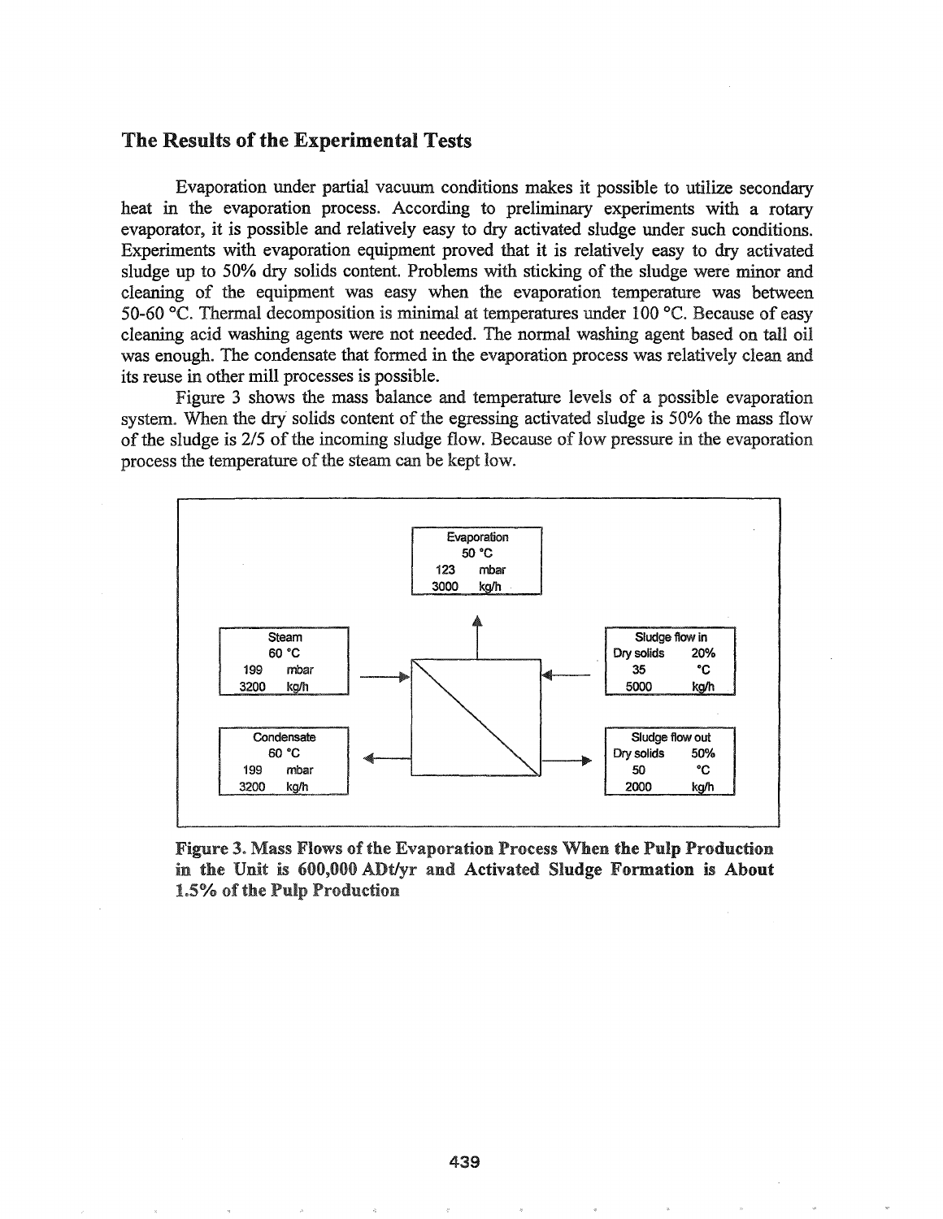## The Results of the Experimental Tests

Evaporation under partial vacuum conditions makes it possible to utilize secondary heat in the evaporation process. According to preliminary experiments with a rotary evaporator, it is possible and relatively easy to dry activated sludge under such conditions. Experiments with evaporation equipment proved that it is relatively easy to dry activated sludge up to 50% dry solids content. Problems with sticking of the sludge were minor and cleaning of the equipment was easy when the evaporation temperature was between 50-60 °C. Thermal decomposition is minimal at temperatures under 100 °C. Because of easy cleaning acid washing agents were not needed. The normal washing agent based on tall oil was enough. The condensate that formed in the evaporation process was relatively clean and its reuse in other mill processes is possible.

Figure 3 shows the mass balance and temperature levels of a possible evaporation system. When the dry solids content of the egressing activated sludge is 50% the mass flow of the sludge is 2/5 of the incoming sludge flow. Because of low pressure in the evaporation process the temperature of the steam can be kept low.

| Stream | Dry solids | Temperature | Pressure | Mass flow |
|---|---|---|---|---|
| Evaporation | | 50 °C | 123 mbar | 3000 kg/h |
| Steam | | 60 °C | 199 mbar | 3200 kg/h |
| Condensate | | 60 °C | 199 mbar | 3200 kg/h |
| Sludge flow in | 20% | 35 °C | | 5000 kg/h |
| Sludge flow out | 50% | 50 °C | | 2000 kg/h |

**Figure 3. Mass Flows of the Evaporation Process When the Pulp Production in the Unit is 600,000 ADt/yr and Activated Sludge Formation is About 1.5% of the Pulp Production**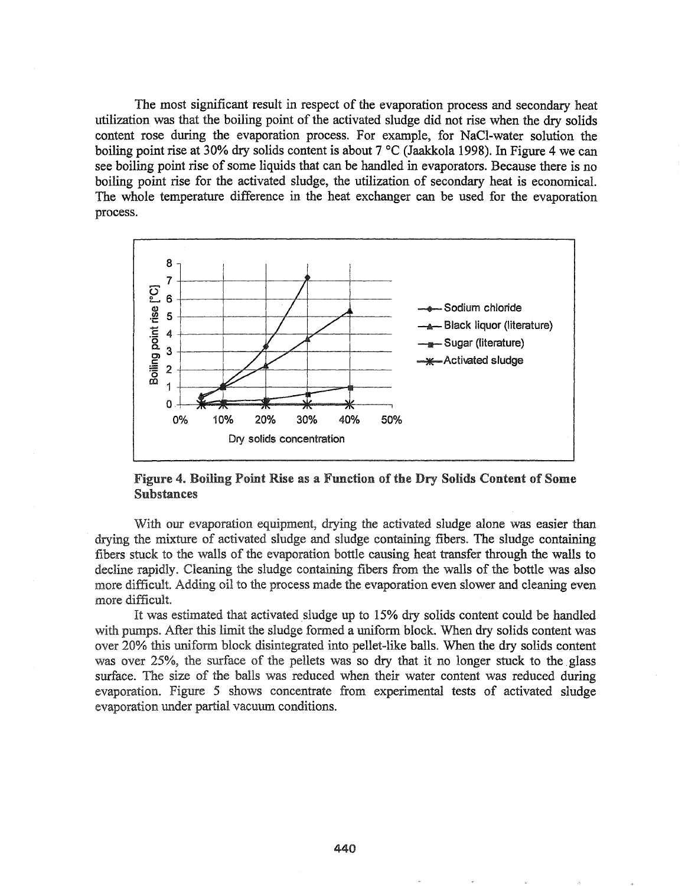The most significant result in respect of the evaporation process and secondary heat utilization was that the boiling point of the activated sludge did not rise when the dry solids content rose during the evaporation process. For example, for NaCl-water solution the boiling point rise at 30% dry solids content is about 7 °C (Jaakkola 1998). In Figure 4 we can see boiling point rise of some liquids that can be handled in evaporators. Because there is no boiling point rise for the activated sludge, the utilization of secondary heat is economical. The whole temperature difference in the heat exchanger can be used for the evaporation process.

**Figure 4. Boiling Point Rise as a Function of the Dry Solids Content of Some Substances**

With our evaporation equipment, drying the activated sludge alone was easier than drying the mixture of activated sludge and sludge containing fibers. The sludge containing fibers stuck to the walls of the evaporation bottle causing heat transfer through the walls to decline rapidly. Cleaning the sludge containing fibers from the walls of the bottle was also more difficult. Adding oil to the process made the evaporation even slower and cleaning even more difficult.

It was estimated that activated sludge up to 15% dry solids content could be handled with pumps. After this limit the sludge formed a uniform block. When dry solids content was over 20% this uniform block disintegrated into pellet-like balls. When the dry solids content was over 25%, the surface of the pellets was so dry that it no longer stuck to the glass surface. The size of the balls was reduced when their water content was reduced during evaporation. Figure 5 shows concentrate from experimental tests of activated sludge evaporation under partial vacuum conditions.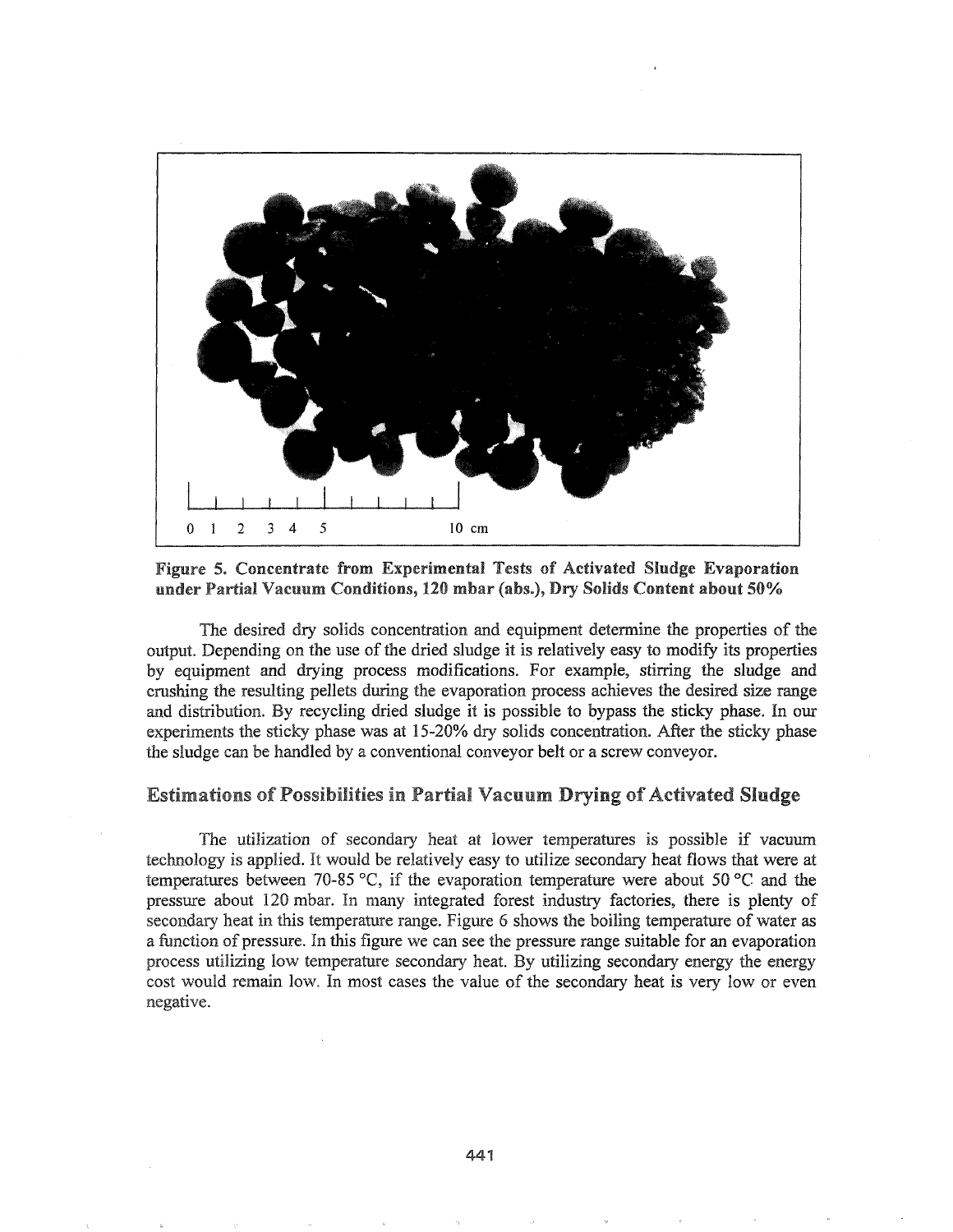Figure 5. Concentrate from Experimental Tests of Activated Sludge Evaporation under Partial Vacuum Conditions, 120 mbar (abs.), Dry Solids Content about 50%

The desired dry solids concentration and equipment determine the properties of the output. Depending on the use of the dried sludge it is relatively easy to modify its properties by equipment and drying process modifications. For example, stirring the sludge and crushing the resulting pellets during the evaporation process achieves the desired size range and distribution. By recycling dried sludge it is possible to bypass the sticky phase. In our experiments the sticky phase was at 15-20% dry solids concentration. After the sticky phase the sludge can be handled by a conventional conveyor belt or a screw conveyor.

## Estimations of Possibilities in Partial Vacuum Drying of Activated Sludge

The utilization of secondary heat at lower temperatures is possible if vacuum technology is applied. It would be relatively easy to utilize secondary heat flows that were at temperatures between 70-85 °C, if the evaporation temperature were about 50 °C and the pressure about 120 mbar. In many integrated forest industry factories, there is plenty of secondary heat in this temperature range. Figure 6 shows the boiling temperature of water as a function of pressure. In this figure we can see the pressure range suitable for an evaporation process utilizing low temperature secondary heat. By utilizing secondary energy the energy cost would remain low. In most cases the value of the secondary heat is very low or even negative.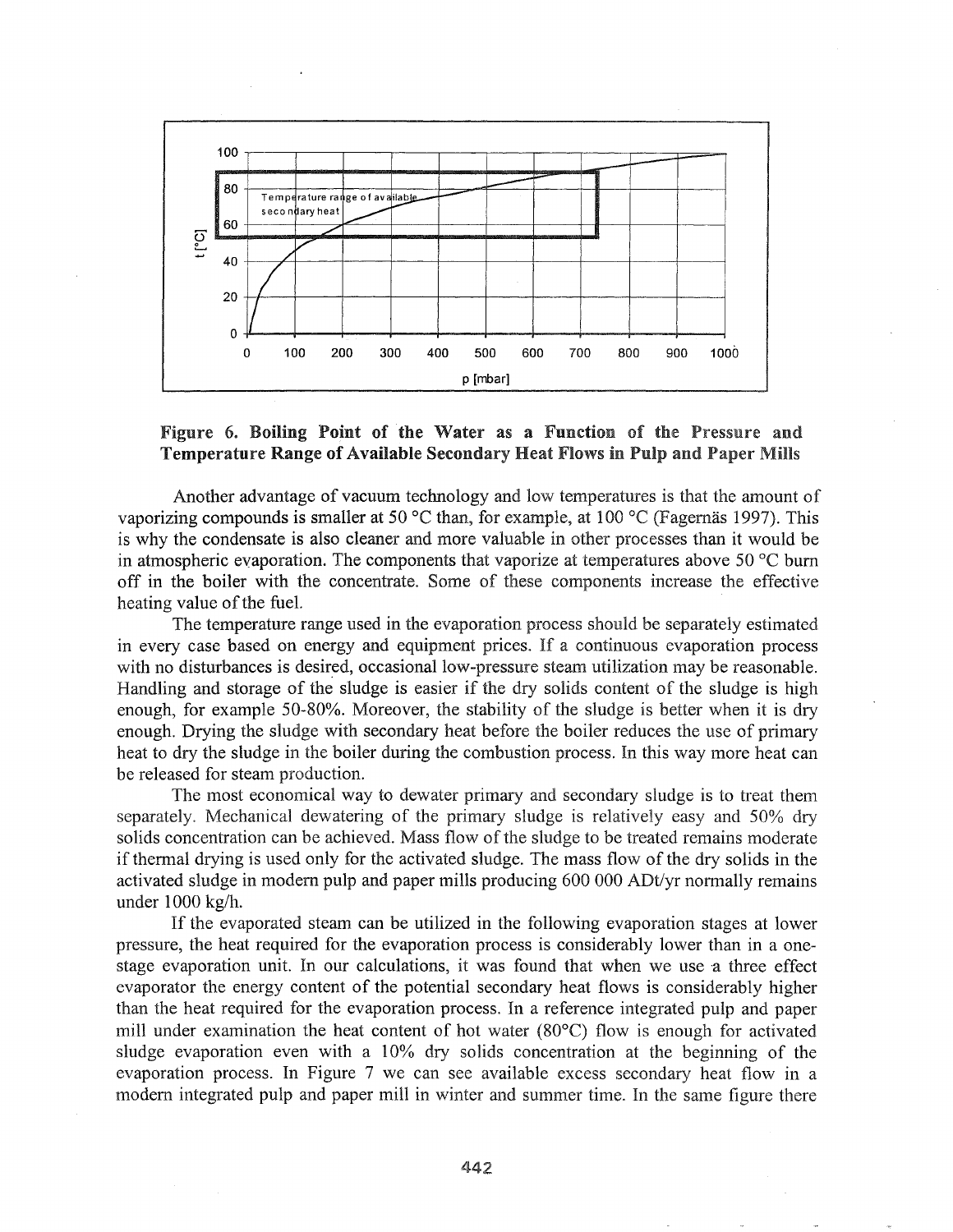**Figure 6. Boiling Point of the Water as a Function of the Pressure and Temperature Range of Available Secondary Heat Flows in Pulp and Paper Mills**

Another advantage of vacuum technology and low temperatures is that the amount of vaporizing compounds is smaller at 50 °C than, for example, at 100 °C (Fagernäs 1997). This is why the condensate is also cleaner and more valuable in other processes than it would be in atmospheric evaporation. The components that vaporize at temperatures above 50 °C burn off in the boiler with the concentrate. Some of these components increase the effective heating value of the fuel.

The temperature range used in the evaporation process should be separately estimated in every case based on energy and equipment prices. If a continuous evaporation process with no disturbances is desired, occasional low-pressure steam utilization may be reasonable. Handling and storage of the sludge is easier if the dry solids content of the sludge is high enough, for example 50-80%. Moreover, the stability of the sludge is better when it is dry enough. Drying the sludge with secondary heat before the boiler reduces the use of primary heat to dry the sludge in the boiler during the combustion process. In this way more heat can be released for steam production.

The most economical way to dewater primary and secondary sludge is to treat them separately. Mechanical dewatering of the primary sludge is relatively easy and 50% dry solids concentration can be achieved. Mass flow of the sludge to be treated remains moderate if thermal drying is used only for the activated sludge. The mass flow of the dry solids in the activated sludge in modern pulp and paper mills producing 600 000 ADt/yr normally remains under 1000 kg/h.

If the evaporated steam can be utilized in the following evaporation stages at lower pressure, the heat required for the evaporation process is considerably lower than in a one-stage evaporation unit. In our calculations, it was found that when we use a three effect evaporator the energy content of the potential secondary heat flows is considerably higher than the heat required for the evaporation process. In a reference integrated pulp and paper mill under examination the heat content of hot water (80°C) flow is enough for activated sludge evaporation even with a 10% dry solids concentration at the beginning of the evaporation process. In Figure 7 we can see available excess secondary heat flow in a modern integrated pulp and paper mill in winter and summer time. In the same figure there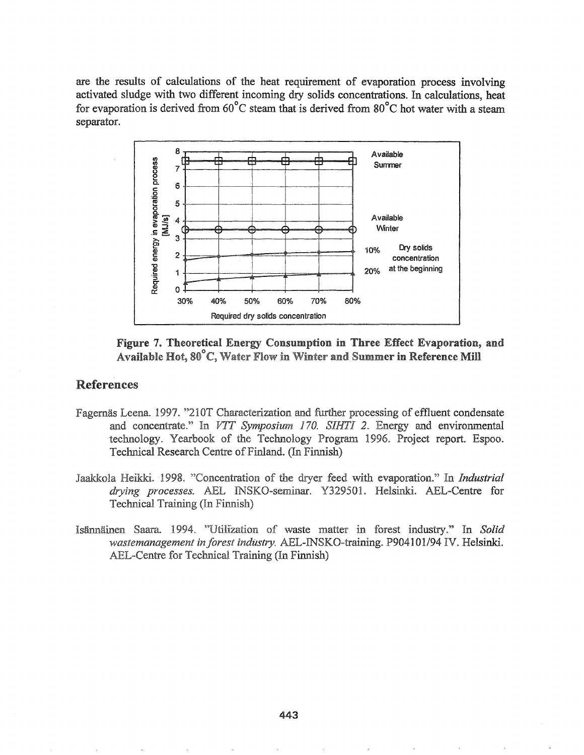are the results of calculations of the heat requirement of evaporation process involving activated sludge with two different incoming dry solids concentrations. In calculations, heat for evaporation is derived from 60°C steam that is derived from 80°C hot water with a steam separator.

Required energy in evaporation process [MJ/s]

8
7
6
5
4
3
2
1
0

30% 40% 50% 60% 70% 80%

Required dry solids concentration

Available Summer

Available Winter

10% Dry solids concentration

20% at the beginning

**Figure 7. Theoretical Energy Consumption in Three Effect Evaporation, and Available Hot, 80°C, Water Flow in Winter and Summer in Reference Mill**

## References

Fagernäs Leena. 1997. "210T Characterization and further processing of effluent condensate and concentrate." In *VTT Symposium 170. SIHTI 2.* Energy and environmental technology. Yearbook of the Technology Program 1996. Project report. Espoo. Technical Research Centre of Finland. (In Finnish)

Jaakkola Heikki. 1998. "Concentration of the dryer feed with evaporation." In *Industrial drying processes.* AEL INSKO-seminar. Y329501. Helsinki. AEL-Centre for Technical Training (In Finnish)

Isännäinen Saara. 1994. "Utilization of waste matter in forest industry." In *Solid wastemanagement in forest industry.* AEL-INSKO-training. P9041​01/94 IV. Helsinki. AEL-Centre for Technical Training (In Finnish)